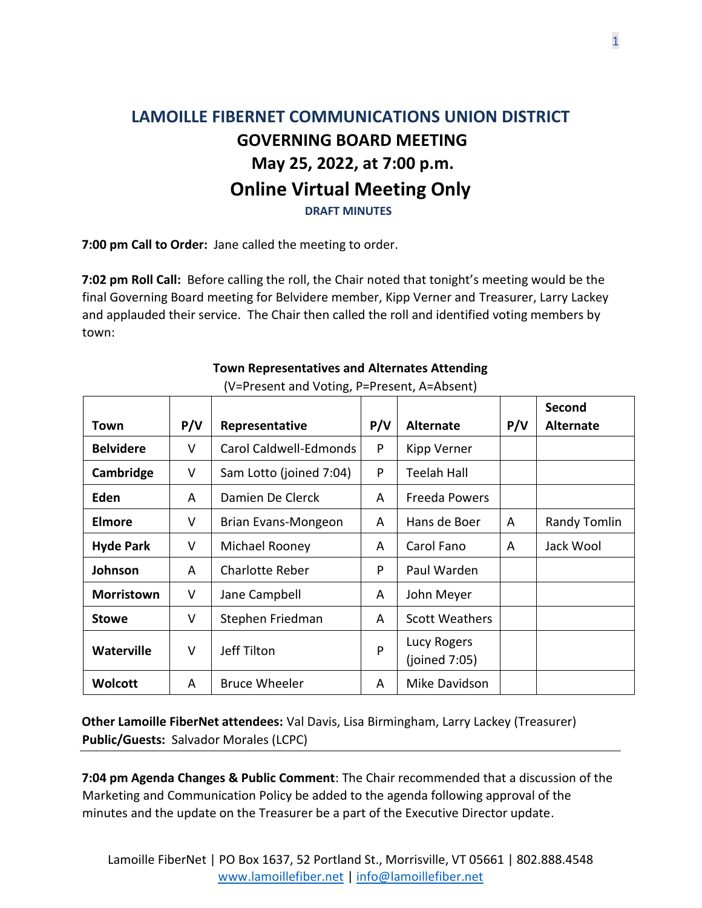# LAMOILLE FIBERNET COMMUNICATIONS UNION DISTRICT

## GOVERNING BOARD MEETING

## May 25, 2022, at 7:00 p.m.

## Online Virtual Meeting Only

**DRAFT MINUTES**

**7:00 pm Call to Order:** Jane called the meeting to order.

**7:02 pm Roll Call:** Before calling the roll, the Chair noted that tonight's meeting would be the final Governing Board meeting for Belvidere member, Kipp Verner and Treasurer, Larry Lackey and applauded their service. The Chair then called the roll and identified voting members by town:

**Town Representatives and Alternates Attending**
(V=Present and Voting, P=Present, A=Absent)

| Town | P/V | Representative | P/V | Alternate | P/V | Second Alternate |
|---|---|---|---|---|---|---|
| **Belvidere** | V | Carol Caldwell-Edmonds | P | Kipp Verner | | |
| **Cambridge** | V | Sam Lotto (joined 7:04) | P | Teelah Hall | | |
| **Eden** | A | Damien De Clerck | A | Freeda Powers | | |
| **Elmore** | V | Brian Evans-Mongeon | A | Hans de Boer | A | Randy Tomlin |
| **Hyde Park** | V | Michael Rooney | A | Carol Fano | A | Jack Wool |
| **Johnson** | A | Charlotte Reber | P | Paul Warden | | |
| **Morristown** | V | Jane Campbell | A | John Meyer | | |
| **Stowe** | V | Stephen Friedman | A | Scott Weathers | | |
| **Waterville** | V | Jeff Tilton | P | Lucy Rogers (joined 7:05) | | |
| **Wolcott** | A | Bruce Wheeler | A | Mike Davidson | | |

**Other Lamoille FiberNet attendees:** Val Davis, Lisa Birmingham, Larry Lackey (Treasurer)
**Public/Guests:** Salvador Morales (LCPC)

---

**7:04 pm Agenda Changes & Public Comment**: The Chair recommended that a discussion of the Marketing and Communication Policy be added to the agenda following approval of the minutes and the update on the Treasurer be a part of the Executive Director update.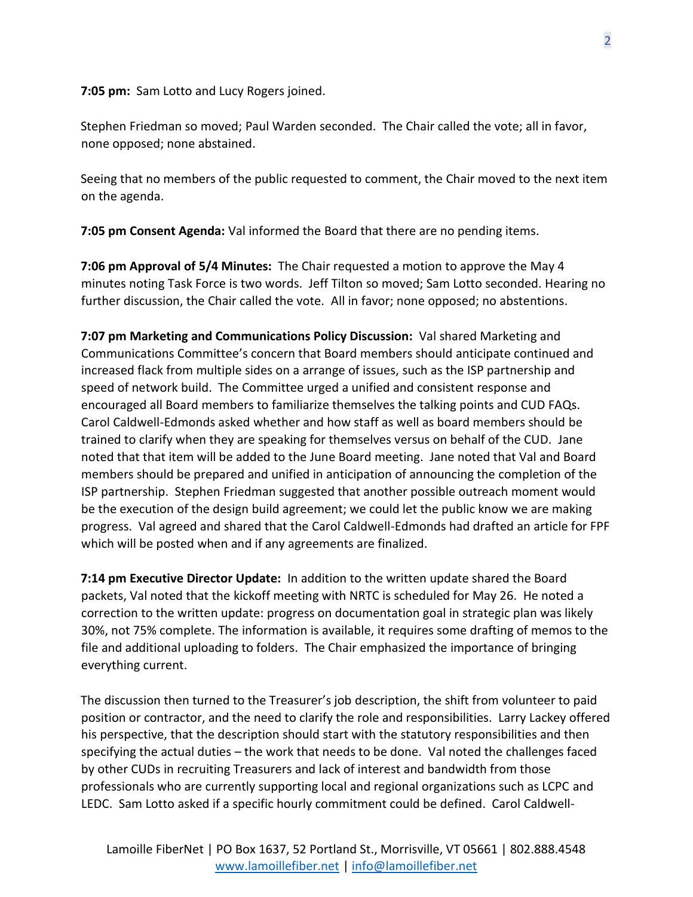**7:05 pm:** Sam Lotto and Lucy Rogers joined.

Stephen Friedman so moved; Paul Warden seconded. The Chair called the vote; all in favor, none opposed; none abstained.

Seeing that no members of the public requested to comment, the Chair moved to the next item on the agenda.

**7:05 pm Consent Agenda:** Val informed the Board that there are no pending items.

**7:06 pm Approval of 5/4 Minutes:** The Chair requested a motion to approve the May 4 minutes noting Task Force is two words. Jeff Tilton so moved; Sam Lotto seconded. Hearing no further discussion, the Chair called the vote. All in favor; none opposed; no abstentions.

**7:07 pm Marketing and Communications Policy Discussion:** Val shared Marketing and Communications Committee's concern that Board members should anticipate continued and increased flack from multiple sides on a arrange of issues, such as the ISP partnership and speed of network build. The Committee urged a unified and consistent response and encouraged all Board members to familiarize themselves the talking points and CUD FAQs. Carol Caldwell-Edmonds asked whether and how staff as well as board members should be trained to clarify when they are speaking for themselves versus on behalf of the CUD. Jane noted that that item will be added to the June Board meeting. Jane noted that Val and Board members should be prepared and unified in anticipation of announcing the completion of the ISP partnership. Stephen Friedman suggested that another possible outreach moment would be the execution of the design build agreement; we could let the public know we are making progress. Val agreed and shared that the Carol Caldwell-Edmonds had drafted an article for FPF which will be posted when and if any agreements are finalized.

**7:14 pm Executive Director Update:** In addition to the written update shared the Board packets, Val noted that the kickoff meeting with NRTC is scheduled for May 26. He noted a correction to the written update: progress on documentation goal in strategic plan was likely 30%, not 75% complete. The information is available, it requires some drafting of memos to the file and additional uploading to folders. The Chair emphasized the importance of bringing everything current.

The discussion then turned to the Treasurer's job description, the shift from volunteer to paid position or contractor, and the need to clarify the role and responsibilities. Larry Lackey offered his perspective, that the description should start with the statutory responsibilities and then specifying the actual duties – the work that needs to be done. Val noted the challenges faced by other CUDs in recruiting Treasurers and lack of interest and bandwidth from those professionals who are currently supporting local and regional organizations such as LCPC and LEDC. Sam Lotto asked if a specific hourly commitment could be defined. Carol Caldwell-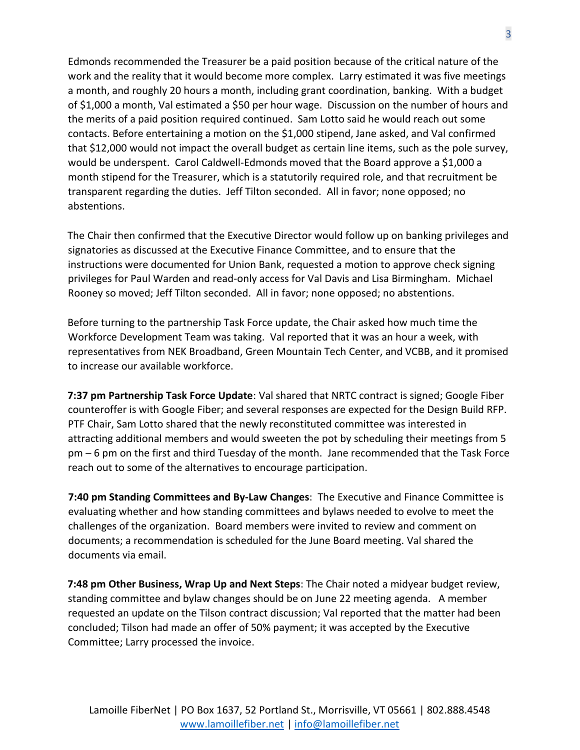Edmonds recommended the Treasurer be a paid position because of the critical nature of the work and the reality that it would become more complex. Larry estimated it was five meetings a month, and roughly 20 hours a month, including grant coordination, banking. With a budget of $1,000 a month, Val estimated a $50 per hour wage. Discussion on the number of hours and the merits of a paid position required continued. Sam Lotto said he would reach out some contacts. Before entertaining a motion on the $1,000 stipend, Jane asked, and Val confirmed that $12,000 would not impact the overall budget as certain line items, such as the pole survey, would be underspent. Carol Caldwell-Edmonds moved that the Board approve a $1,000 a month stipend for the Treasurer, which is a statutorily required role, and that recruitment be transparent regarding the duties. Jeff Tilton seconded. All in favor; none opposed; no abstentions.

The Chair then confirmed that the Executive Director would follow up on banking privileges and signatories as discussed at the Executive Finance Committee, and to ensure that the instructions were documented for Union Bank, requested a motion to approve check signing privileges for Paul Warden and read-only access for Val Davis and Lisa Birmingham. Michael Rooney so moved; Jeff Tilton seconded. All in favor; none opposed; no abstentions.

Before turning to the partnership Task Force update, the Chair asked how much time the Workforce Development Team was taking. Val reported that it was an hour a week, with representatives from NEK Broadband, Green Mountain Tech Center, and VCBB, and it promised to increase our available workforce.

**7:37 pm Partnership Task Force Update**: Val shared that NRTC contract is signed; Google Fiber counteroffer is with Google Fiber; and several responses are expected for the Design Build RFP. PTF Chair, Sam Lotto shared that the newly reconstituted committee was interested in attracting additional members and would sweeten the pot by scheduling their meetings from 5 pm – 6 pm on the first and third Tuesday of the month. Jane recommended that the Task Force reach out to some of the alternatives to encourage participation.

**7:40 pm Standing Committees and By-Law Changes**: The Executive and Finance Committee is evaluating whether and how standing committees and bylaws needed to evolve to meet the challenges of the organization. Board members were invited to review and comment on documents; a recommendation is scheduled for the June Board meeting. Val shared the documents via email.

**7:48 pm Other Business, Wrap Up and Next Steps**: The Chair noted a midyear budget review, standing committee and bylaw changes should be on June 22 meeting agenda. A member requested an update on the Tilson contract discussion; Val reported that the matter had been concluded; Tilson had made an offer of 50% payment; it was accepted by the Executive Committee; Larry processed the invoice.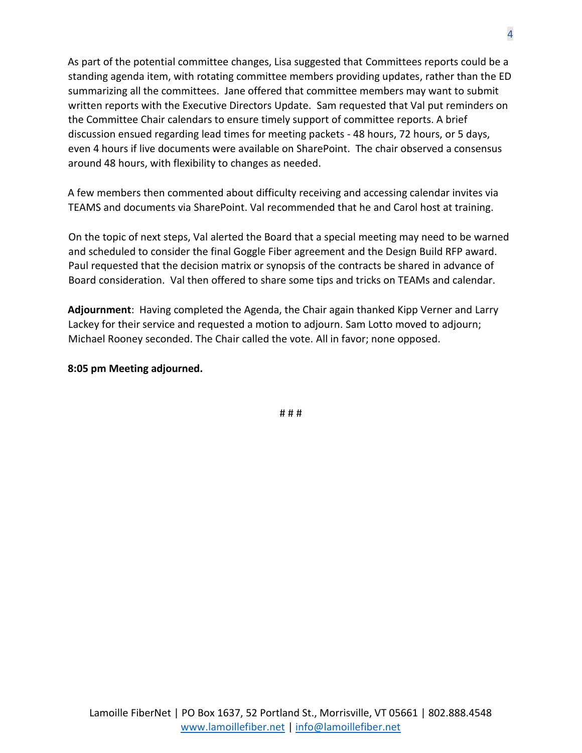As part of the potential committee changes, Lisa suggested that Committees reports could be a standing agenda item, with rotating committee members providing updates, rather than the ED summarizing all the committees. Jane offered that committee members may want to submit written reports with the Executive Directors Update. Sam requested that Val put reminders on the Committee Chair calendars to ensure timely support of committee reports. A brief discussion ensued regarding lead times for meeting packets - 48 hours, 72 hours, or 5 days, even 4 hours if live documents were available on SharePoint. The chair observed a consensus around 48 hours, with flexibility to changes as needed.

A few members then commented about difficulty receiving and accessing calendar invites via TEAMS and documents via SharePoint. Val recommended that he and Carol host at training.

On the topic of next steps, Val alerted the Board that a special meeting may need to be warned and scheduled to consider the final Goggle Fiber agreement and the Design Build RFP award. Paul requested that the decision matrix or synopsis of the contracts be shared in advance of Board consideration. Val then offered to share some tips and tricks on TEAMs and calendar.

**Adjournment**: Having completed the Agenda, the Chair again thanked Kipp Verner and Larry Lackey for their service and requested a motion to adjourn. Sam Lotto moved to adjourn; Michael Rooney seconded. The Chair called the vote. All in favor; none opposed.

**8:05 pm Meeting adjourned.**

# # #